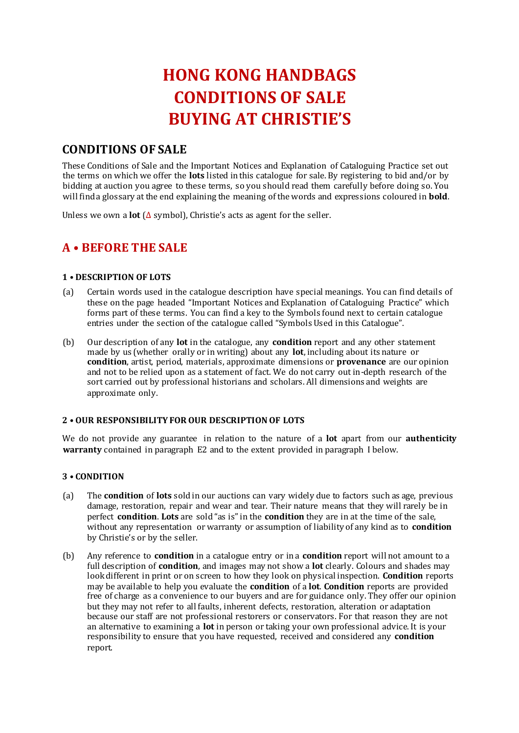# HONG KONG HANDBAGS CONDITIONS OF SALE BUYING AT CHRISTIE'S

## CONDITIONS OF SALE

These Conditions of Sale and the Important Notices and Explanation of Cataloguing Practice set out the terms on which we offer the **lots** listed in this catalogue for sale. By registering to bid and/or by bidding at auction you agree to these terms, so you should read them carefully before doing so. You will find a glossary at the end explaining the meaning of the words and expressions coloured in **bold**.

Unless we own a **lot** (Δ symbol), Christie's acts as agent for the seller.

## A • BEFORE THE SALE

### 1 • DESCRIPTION OF LOTS

(a) Certain words used in the catalogue description have special meanings. You can find details of these on the page headed "Important Notices and Explanation of Cataloguing Practice" which forms part of these terms. You can find a key to the Symbols found next to certain catalogue entries under the section of the catalogue called "Symbols Used in this Catalogue".

(b) Our description of any **lot** in the catalogue, any **condition** report and any other statement made by us (whether orally or in writing) about any **lot**, including about its nature or **condition**, artist, period, materials, approximate dimensions or **provenance** are our opinion and not to be relied upon as a statement of fact. We do not carry out in-depth research of the sort carried out by professional historians and scholars. All dimensions and weights are approximate only.

### 2 • OUR RESPONSIBILITY FOR OUR DESCRIPTION OF LOTS

We do not provide any guarantee in relation to the nature of a **lot** apart from our **authenticity warranty** contained in paragraph E2 and to the extent provided in paragraph I below.

### 3 • CONDITION

(a) The **condition** of **lots** sold in our auctions can vary widely due to factors such as age, previous damage, restoration, repair and wear and tear. Their nature means that they will rarely be in perfect **condition**. **Lots** are sold "as is" in the **condition** they are in at the time of the sale, without any representation or warranty or assumption of liability of any kind as to **condition** by Christie's or by the seller.

(b) Any reference to **condition** in a catalogue entry or in a **condition** report will not amount to a full description of **condition**, and images may not show a **lot** clearly. Colours and shades may look different in print or on screen to how they look on physical inspection. **Condition** reports may be available to help you evaluate the **condition** of a **lot**. **Condition** reports are provided free of charge as a convenience to our buyers and are for guidance only. They offer our opinion but they may not refer to all faults, inherent defects, restoration, alteration or adaptation because our staff are not professional restorers or conservators. For that reason they are not an alternative to examining a **lot** in person or taking your own professional advice. It is your responsibility to ensure that you have requested, received and considered any **condition** report.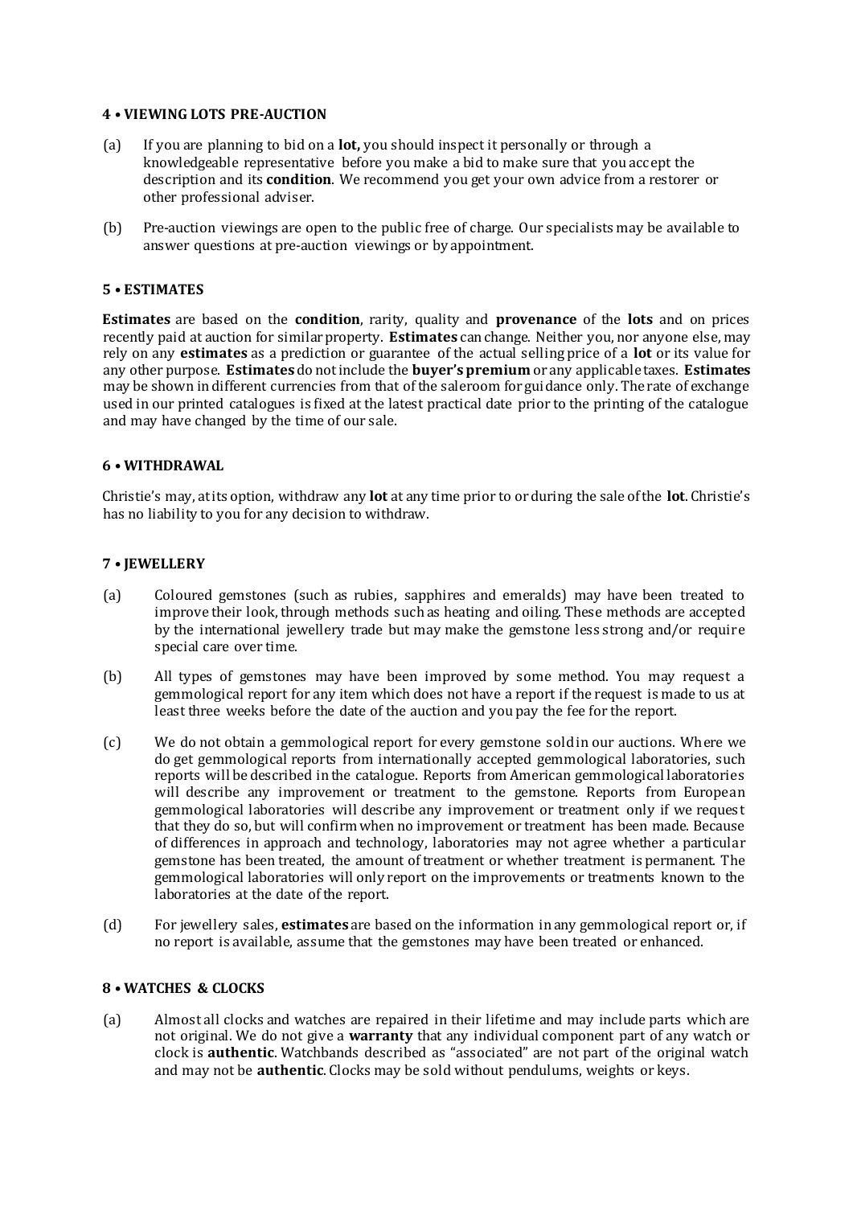## 4 • VIEWING LOTS PRE-AUCTION

(a) If you are planning to bid on a **lot,** you should inspect it personally or through a knowledgeable representative before you make a bid to make sure that you accept the description and its **condition**. We recommend you get your own advice from a restorer or other professional adviser.

(b) Pre-auction viewings are open to the public free of charge. Our specialists may be available to answer questions at pre-auction viewings or by appointment.

## 5 • ESTIMATES

**Estimates** are based on the **condition**, rarity, quality and **provenance** of the **lots** and on prices recently paid at auction for similar property. **Estimates** can change. Neither you, nor anyone else, may rely on any **estimates** as a prediction or guarantee of the actual selling price of a **lot** or its value for any other purpose. **Estimates** do not include the **buyer's premium** or any applicable taxes. **Estimates** may be shown in different currencies from that of the saleroom for guidance only. The rate of exchange used in our printed catalogues is fixed at the latest practical date prior to the printing of the catalogue and may have changed by the time of our sale.

## 6 • WITHDRAWAL

Christie's may, at its option, withdraw any **lot** at any time prior to or during the sale of the **lot**. Christie's has no liability to you for any decision to withdraw.

## 7 • JEWELLERY

(a) Coloured gemstones (such as rubies, sapphires and emeralds) may have been treated to improve their look, through methods such as heating and oiling. These methods are accepted by the international jewellery trade but may make the gemstone less strong and/or require special care over time.

(b) All types of gemstones may have been improved by some method. You may request a gemmological report for any item which does not have a report if the request is made to us at least three weeks before the date of the auction and you pay the fee for the report.

(c) We do not obtain a gemmological report for every gemstone sold in our auctions. Where we do get gemmological reports from internationally accepted gemmological laboratories, such reports will be described in the catalogue. Reports from American gemmological laboratories will describe any improvement or treatment to the gemstone. Reports from European gemmological laboratories will describe any improvement or treatment only if we request that they do so, but will confirm when no improvement or treatment has been made. Because of differences in approach and technology, laboratories may not agree whether a particular gemstone has been treated, the amount of treatment or whether treatment is permanent. The gemmological laboratories will only report on the improvements or treatments known to the laboratories at the date of the report.

(d) For jewellery sales, **estimates** are based on the information in any gemmological report or, if no report is available, assume that the gemstones may have been treated or enhanced.

## 8 • WATCHES & CLOCKS

(a) Almost all clocks and watches are repaired in their lifetime and may include parts which are not original. We do not give a **warranty** that any individual component part of any watch or clock is **authentic**. Watchbands described as "associated" are not part of the original watch and may not be **authentic**. Clocks may be sold without pendulums, weights or keys.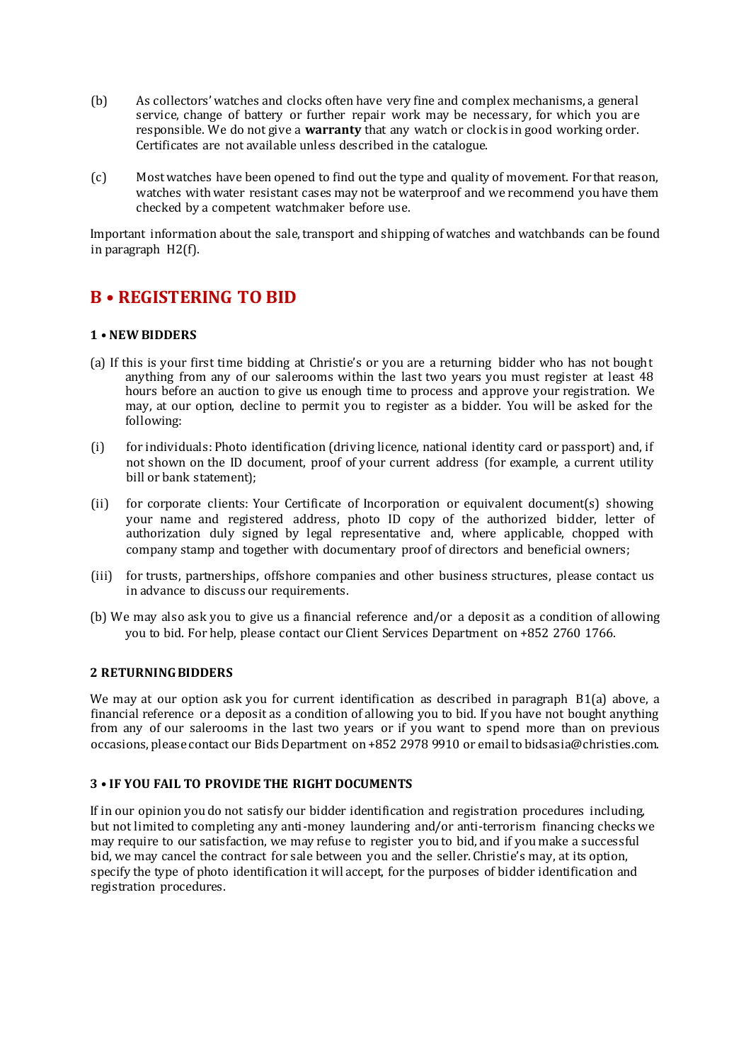(b) As collectors' watches and clocks often have very fine and complex mechanisms, a general service, change of battery or further repair work may be necessary, for which you are responsible. We do not give a **warranty** that any watch or clock is in good working order. Certificates are not available unless described in the catalogue.

(c) Most watches have been opened to find out the type and quality of movement. For that reason, watches with water resistant cases may not be waterproof and we recommend you have them checked by a competent watchmaker before use.

Important information about the sale, transport and shipping of watches and watchbands can be found in paragraph H2(f).

## B • REGISTERING TO BID

### 1 • NEW BIDDERS

(a) If this is your first time bidding at Christie's or you are a returning bidder who has not bought anything from any of our salerooms within the last two years you must register at least 48 hours before an auction to give us enough time to process and approve your registration. We may, at our option, decline to permit you to register as a bidder. You will be asked for the following:

(i) for individuals: Photo identification (driving licence, national identity card or passport) and, if not shown on the ID document, proof of your current address (for example, a current utility bill or bank statement);

(ii) for corporate clients: Your Certificate of Incorporation or equivalent document(s) showing your name and registered address, photo ID copy of the authorized bidder, letter of authorization duly signed by legal representative and, where applicable, chopped with company stamp and together with documentary proof of directors and beneficial owners;

(iii) for trusts, partnerships, offshore companies and other business structures, please contact us in advance to discuss our requirements.

(b) We may also ask you to give us a financial reference and/or a deposit as a condition of allowing you to bid. For help, please contact our Client Services Department on +852 2760 1766.

### 2 RETURNING BIDDERS

We may at our option ask you for current identification as described in paragraph B1(a) above, a financial reference or a deposit as a condition of allowing you to bid. If you have not bought anything from any of our salerooms in the last two years or if you want to spend more than on previous occasions, please contact our Bids Department on +852 2978 9910 or email to bidsasia@christies.com.

### 3 • IF YOU FAIL TO PROVIDE THE RIGHT DOCUMENTS

If in our opinion you do not satisfy our bidder identification and registration procedures including, but not limited to completing any anti-money laundering and/or anti-terrorism financing checks we may require to our satisfaction, we may refuse to register you to bid, and if you make a successful bid, we may cancel the contract for sale between you and the seller. Christie's may, at its option, specify the type of photo identification it will accept, for the purposes of bidder identification and registration procedures.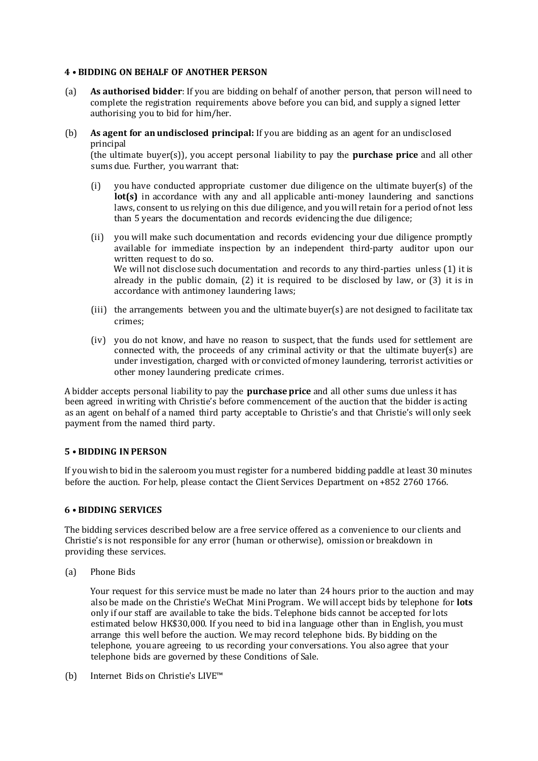### 4 • BIDDING ON BEHALF OF ANOTHER PERSON

(a) **As authorised bidder**: If you are bidding on behalf of another person, that person will need to complete the registration requirements above before you can bid, and supply a signed letter authorising you to bid for him/her.

(b) **As agent for an undisclosed principal:** If you are bidding as an agent for an undisclosed principal (the ultimate buyer(s)), you accept personal liability to pay the **purchase price** and all other sums due. Further, you warrant that:

(i) you have conducted appropriate customer due diligence on the ultimate buyer(s) of the **lot(s)** in accordance with any and all applicable anti-money laundering and sanctions laws, consent to us relying on this due diligence, and you will retain for a period of not less than 5 years the documentation and records evidencing the due diligence;

(ii) you will make such documentation and records evidencing your due diligence promptly available for immediate inspection by an independent third-party auditor upon our written request to do so.
We will not disclose such documentation and records to any third-parties unless (1) it is already in the public domain, (2) it is required to be disclosed by law, or (3) it is in accordance with antimoney laundering laws;

(iii) the arrangements between you and the ultimate buyer(s) are not designed to facilitate tax crimes;

(iv) you do not know, and have no reason to suspect, that the funds used for settlement are connected with, the proceeds of any criminal activity or that the ultimate buyer(s) are under investigation, charged with or convicted of money laundering, terrorist activities or other money laundering predicate crimes.

A bidder accepts personal liability to pay the **purchase price** and all other sums due unless it has been agreed in writing with Christie's before commencement of the auction that the bidder is acting as an agent on behalf of a named third party acceptable to Christie's and that Christie's will only seek payment from the named third party.

### 5 • BIDDING IN PERSON

If you wish to bid in the saleroom you must register for a numbered bidding paddle at least 30 minutes before the auction. For help, please contact the Client Services Department on +852 2760 1766.

### 6 • BIDDING SERVICES

The bidding services described below are a free service offered as a convenience to our clients and Christie's is not responsible for any error (human or otherwise), omission or breakdown in providing these services.

(a) Phone Bids

Your request for this service must be made no later than 24 hours prior to the auction and may also be made on the Christie's WeChat Mini Program. We will accept bids by telephone for **lots** only if our staff are available to take the bids. Telephone bids cannot be accepted for lots estimated below HK$30,000. If you need to bid in a language other than in English, you must arrange this well before the auction. We may record telephone bids. By bidding on the telephone, you are agreeing to us recording your conversations. You also agree that your telephone bids are governed by these Conditions of Sale.

(b) Internet Bids on Christie's LIVE™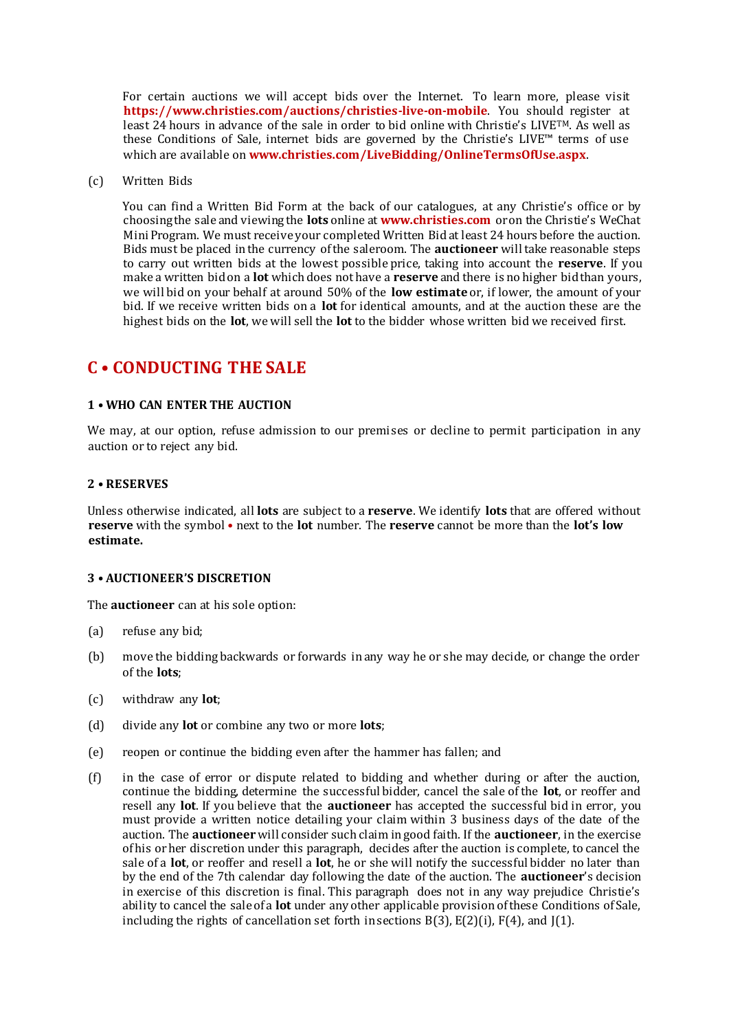For certain auctions we will accept bids over the Internet. To learn more, please visit **https://www.christies.com/auctions/christies-live-on-mobile**. You should register at least 24 hours in advance of the sale in order to bid online with Christie's LIVE™. As well as these Conditions of Sale, internet bids are governed by the Christie's LIVE™ terms of use which are available on **www.christies.com/LiveBidding/OnlineTermsOfUse.aspx**.

(c) Written Bids

You can find a Written Bid Form at the back of our catalogues, at any Christie's office or by choosing the sale and viewing the **lots** online at **www.christies.com** or on the Christie's WeChat Mini Program. We must receive your completed Written Bid at least 24 hours before the auction. Bids must be placed in the currency of the saleroom. The **auctioneer** will take reasonable steps to carry out written bids at the lowest possible price, taking into account the **reserve**. If you make a written bid on a **lot** which does not have a **reserve** and there is no higher bid than yours, we will bid on your behalf at around 50% of the **low estimate** or, if lower, the amount of your bid. If we receive written bids on a **lot** for identical amounts, and at the auction these are the highest bids on the **lot**, we will sell the **lot** to the bidder whose written bid we received first.

## C • CONDUCTING THE SALE

### 1 • WHO CAN ENTER THE AUCTION

We may, at our option, refuse admission to our premises or decline to permit participation in any auction or to reject any bid.

### 2 • RESERVES

Unless otherwise indicated, all **lots** are subject to a **reserve**. We identify **lots** that are offered without **reserve** with the symbol • next to the **lot** number. The **reserve** cannot be more than the **lot's low estimate.**

### 3 • AUCTIONEER'S DISCRETION

The **auctioneer** can at his sole option:

(a) refuse any bid;

(b) move the bidding backwards or forwards in any way he or she may decide, or change the order of the **lots**;

(c) withdraw any **lot**;

(d) divide any **lot** or combine any two or more **lots**;

(e) reopen or continue the bidding even after the hammer has fallen; and

(f) in the case of error or dispute related to bidding and whether during or after the auction, continue the bidding, determine the successful bidder, cancel the sale of the **lot**, or reoffer and resell any **lot**. If you believe that the **auctioneer** has accepted the successful bid in error, you must provide a written notice detailing your claim within 3 business days of the date of the auction. The **auctioneer** will consider such claim in good faith. If the **auctioneer**, in the exercise of his or her discretion under this paragraph, decides after the auction is complete, to cancel the sale of a **lot**, or reoffer and resell a **lot**, he or she will notify the successful bidder no later than by the end of the 7th calendar day following the date of the auction. The **auctioneer**'s decision in exercise of this discretion is final. This paragraph does not in any way prejudice Christie's ability to cancel the sale of a **lot** under any other applicable provision of these Conditions of Sale, including the rights of cancellation set forth in sections B(3), E(2)(i), F(4), and J(1).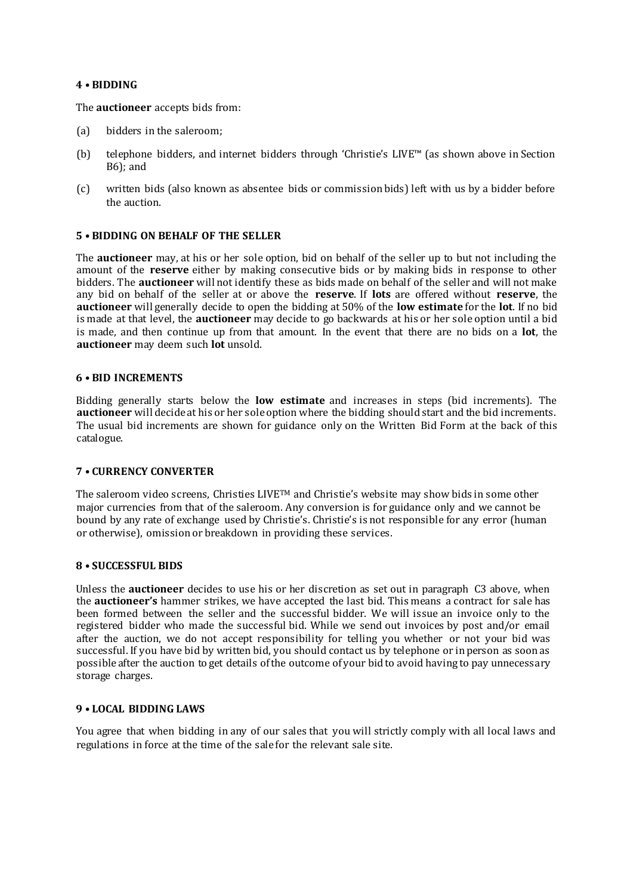#### 4 • BIDDING

The **auctioneer** accepts bids from:

(a) bidders in the saleroom;

(b) telephone bidders, and internet bidders through 'Christie's LIVE™ (as shown above in Section B6); and

(c) written bids (also known as absentee bids or commission bids) left with us by a bidder before the auction.

#### 5 • BIDDING ON BEHALF OF THE SELLER

The **auctioneer** may, at his or her sole option, bid on behalf of the seller up to but not including the amount of the **reserve** either by making consecutive bids or by making bids in response to other bidders. The **auctioneer** will not identify these as bids made on behalf of the seller and will not make any bid on behalf of the seller at or above the **reserve**. If **lots** are offered without **reserve**, the **auctioneer** will generally decide to open the bidding at 50% of the **low estimate** for the **lot**. If no bid is made at that level, the **auctioneer** may decide to go backwards at his or her sole option until a bid is made, and then continue up from that amount. In the event that there are no bids on a **lot**, the **auctioneer** may deem such **lot** unsold.

#### 6 • BID INCREMENTS

Bidding generally starts below the **low estimate** and increases in steps (bid increments). The **auctioneer** will decide at his or her sole option where the bidding should start and the bid increments. The usual bid increments are shown for guidance only on the Written Bid Form at the back of this catalogue.

#### 7 • CURRENCY CONVERTER

The saleroom video screens, Christies LIVE™ and Christie's website may show bids in some other major currencies from that of the saleroom. Any conversion is for guidance only and we cannot be bound by any rate of exchange used by Christie's. Christie's is not responsible for any error (human or otherwise), omission or breakdown in providing these services.

#### 8 • SUCCESSFUL BIDS

Unless the **auctioneer** decides to use his or her discretion as set out in paragraph C3 above, when the **auctioneer's** hammer strikes, we have accepted the last bid. This means a contract for sale has been formed between the seller and the successful bidder. We will issue an invoice only to the registered bidder who made the successful bid. While we send out invoices by post and/or email after the auction, we do not accept responsibility for telling you whether or not your bid was successful. If you have bid by written bid, you should contact us by telephone or in person as soon as possible after the auction to get details of the outcome of your bid to avoid having to pay unnecessary storage charges.

#### 9 • LOCAL BIDDING LAWS

You agree that when bidding in any of our sales that you will strictly comply with all local laws and regulations in force at the time of the sale for the relevant sale site.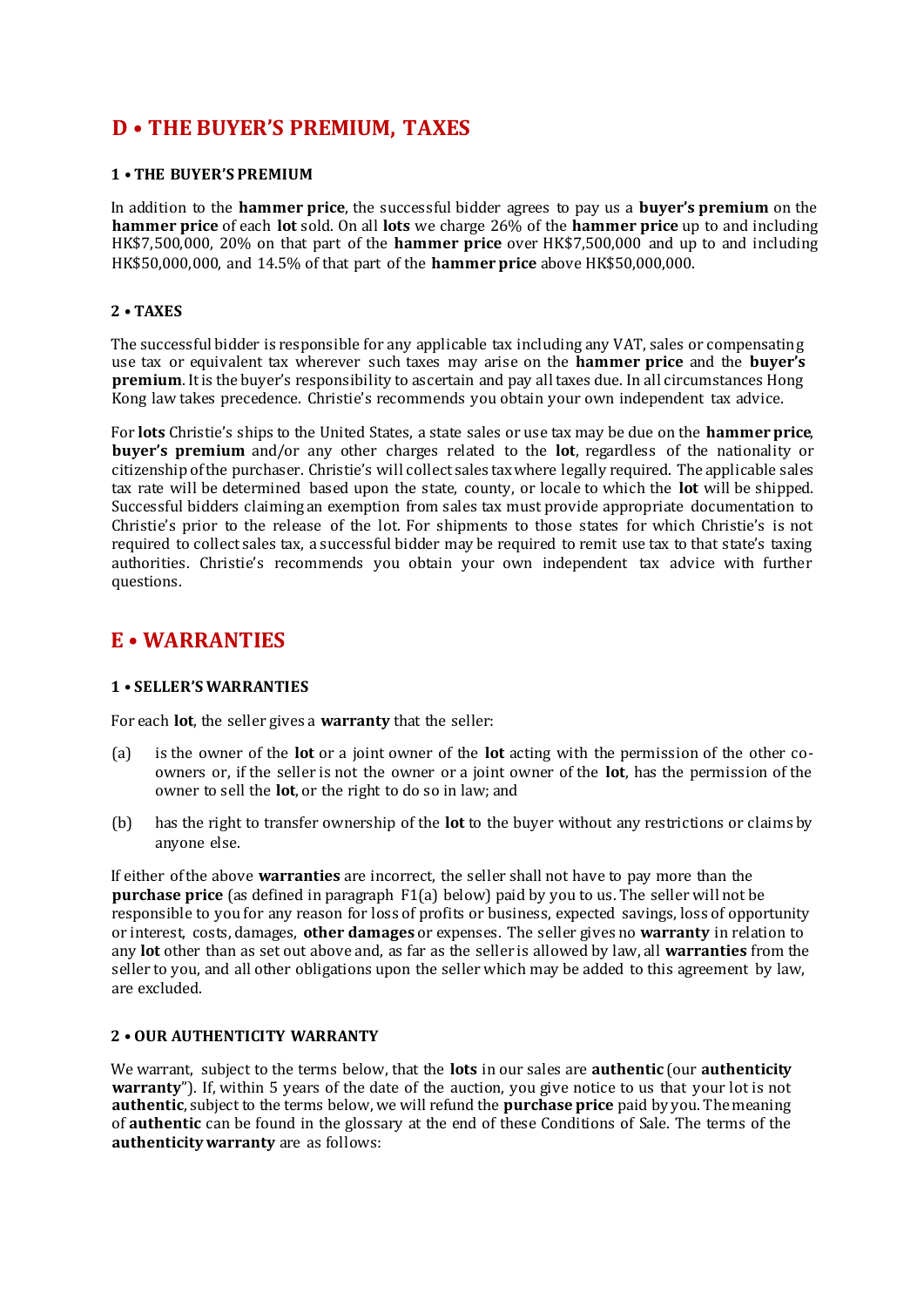# D • THE BUYER'S PREMIUM, TAXES

### 1 • THE BUYER'S PREMIUM

In addition to the **hammer price**, the successful bidder agrees to pay us a **buyer's premium** on the **hammer price** of each **lot** sold. On all **lots** we charge 26% of the **hammer price** up to and including HK$7,500,000, 20% on that part of the **hammer price** over HK$7,500,000 and up to and including HK$50,000,000, and 14.5% of that part of the **hammer price** above HK$50,000,000.

### 2 • TAXES

The successful bidder is responsible for any applicable tax including any VAT, sales or compensating use tax or equivalent tax wherever such taxes may arise on the **hammer price** and the **buyer's premium**. It is the buyer's responsibility to ascertain and pay all taxes due. In all circumstances Hong Kong law takes precedence. Christie's recommends you obtain your own independent tax advice.

For **lots** Christie's ships to the United States, a state sales or use tax may be due on the **hammer price**, **buyer's premium** and/or any other charges related to the **lot**, regardless of the nationality or citizenship of the purchaser. Christie's will collect sales tax where legally required. The applicable sales tax rate will be determined based upon the state, county, or locale to which the **lot** will be shipped. Successful bidders claiming an exemption from sales tax must provide appropriate documentation to Christie's prior to the release of the lot. For shipments to those states for which Christie's is not required to collect sales tax, a successful bidder may be required to remit use tax to that state's taxing authorities. Christie's recommends you obtain your own independent tax advice with further questions.

# E • WARRANTIES

### 1 • SELLER'S WARRANTIES

For each **lot**, the seller gives a **warranty** that the seller:

(a) is the owner of the **lot** or a joint owner of the **lot** acting with the permission of the other co-owners or, if the seller is not the owner or a joint owner of the **lot**, has the permission of the owner to sell the **lot**, or the right to do so in law; and

(b) has the right to transfer ownership of the **lot** to the buyer without any restrictions or claims by anyone else.

If either of the above **warranties** are incorrect, the seller shall not have to pay more than the **purchase price** (as defined in paragraph F1(a) below) paid by you to us. The seller will not be responsible to you for any reason for loss of profits or business, expected savings, loss of opportunity or interest, costs, damages, **other damages** or expenses. The seller gives no **warranty** in relation to any **lot** other than as set out above and, as far as the seller is allowed by law, all **warranties** from the seller to you, and all other obligations upon the seller which may be added to this agreement by law, are excluded.

### 2 • OUR AUTHENTICITY WARRANTY

We warrant, subject to the terms below, that the **lots** in our sales are **authentic** (our **authenticity warranty**"). If, within 5 years of the date of the auction, you give notice to us that your lot is not **authentic**, subject to the terms below, we will refund the **purchase price** paid by you. The meaning of **authentic** can be found in the glossary at the end of these Conditions of Sale. The terms of the **authenticity warranty** are as follows: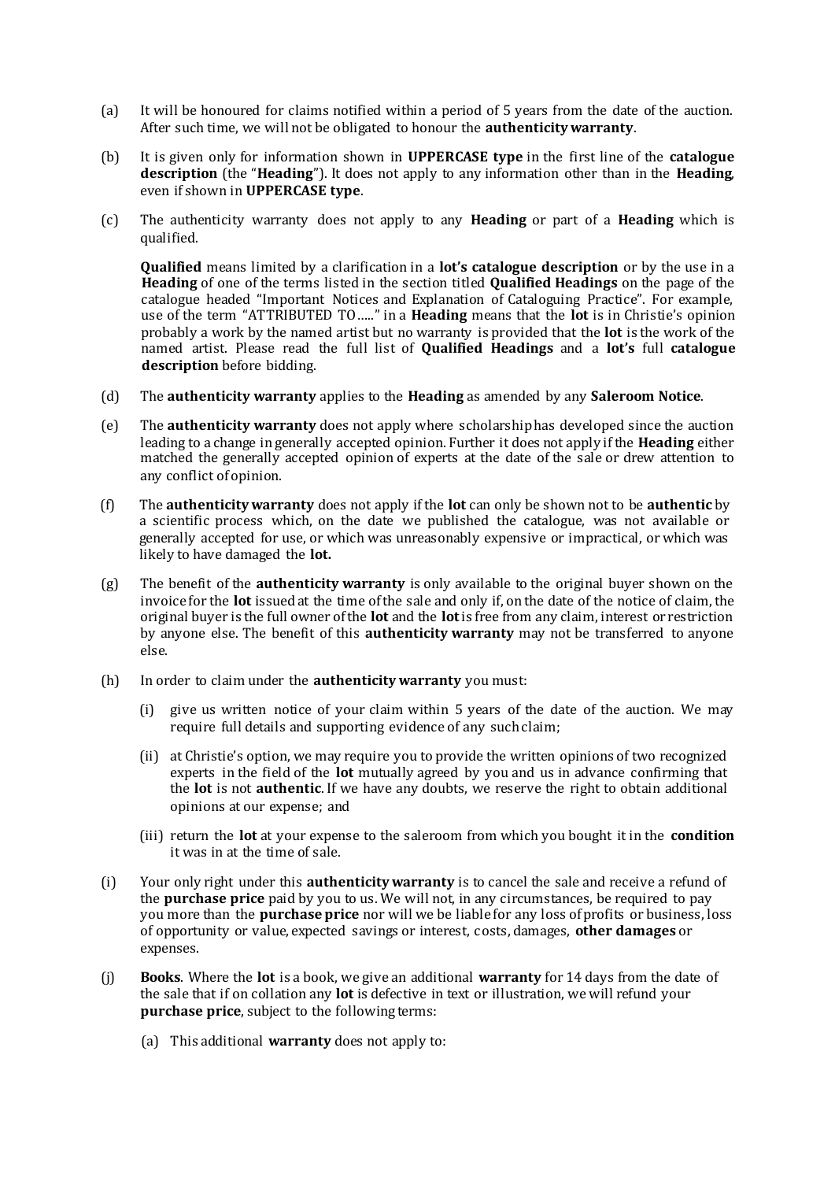(a) It will be honoured for claims notified within a period of 5 years from the date of the auction. After such time, we will not be obligated to honour the **authenticity warranty**.

(b) It is given only for information shown in **UPPERCASE type** in the first line of the **catalogue description** (the "**Heading**"). It does not apply to any information other than in the **Heading**, even if shown in **UPPERCASE type**.

(c) The authenticity warranty does not apply to any **Heading** or part of a **Heading** which is qualified.

**Qualified** means limited by a clarification in a **lot's catalogue description** or by the use in a **Heading** of one of the terms listed in the section titled **Qualified Headings** on the page of the catalogue headed "Important Notices and Explanation of Cataloguing Practice". For example, use of the term "ATTRIBUTED TO….." in a **Heading** means that the **lot** is in Christie's opinion probably a work by the named artist but no warranty is provided that the **lot** is the work of the named artist. Please read the full list of **Qualified Headings** and a **lot's** full **catalogue description** before bidding.

(d) The **authenticity warranty** applies to the **Heading** as amended by any **Saleroom Notice**.

(e) The **authenticity warranty** does not apply where scholarship has developed since the auction leading to a change in generally accepted opinion. Further it does not apply if the **Heading** either matched the generally accepted opinion of experts at the date of the sale or drew attention to any conflict of opinion.

(f) The **authenticity warranty** does not apply if the **lot** can only be shown not to be **authentic** by a scientific process which, on the date we published the catalogue, was not available or generally accepted for use, or which was unreasonably expensive or impractical, or which was likely to have damaged the **lot.**

(g) The benefit of the **authenticity warranty** is only available to the original buyer shown on the invoice for the **lot** issued at the time of the sale and only if, on the date of the notice of claim, the original buyer is the full owner of the **lot** and the **lot** is free from any claim, interest or restriction by anyone else. The benefit of this **authenticity warranty** may not be transferred to anyone else.

(h) In order to claim under the **authenticity warranty** you must:

   (i) give us written notice of your claim within 5 years of the date of the auction. We may require full details and supporting evidence of any such claim;

   (ii) at Christie's option, we may require you to provide the written opinions of two recognized experts in the field of the **lot** mutually agreed by you and us in advance confirming that the **lot** is not **authentic**. If we have any doubts, we reserve the right to obtain additional opinions at our expense; and

   (iii) return the **lot** at your expense to the saleroom from which you bought it in the **condition** it was in at the time of sale.

(i) Your only right under this **authenticity warranty** is to cancel the sale and receive a refund of the **purchase price** paid by you to us. We will not, in any circumstances, be required to pay you more than the **purchase price** nor will we be liable for any loss of profits or business, loss of opportunity or value, expected savings or interest, costs, damages, **other damages** or expenses.

(j) **Books**. Where the **lot** is a book, we give an additional **warranty** for 14 days from the date of the sale that if on collation any **lot** is defective in text or illustration, we will refund your **purchase price**, subject to the following terms:

   (a) This additional **warranty** does not apply to: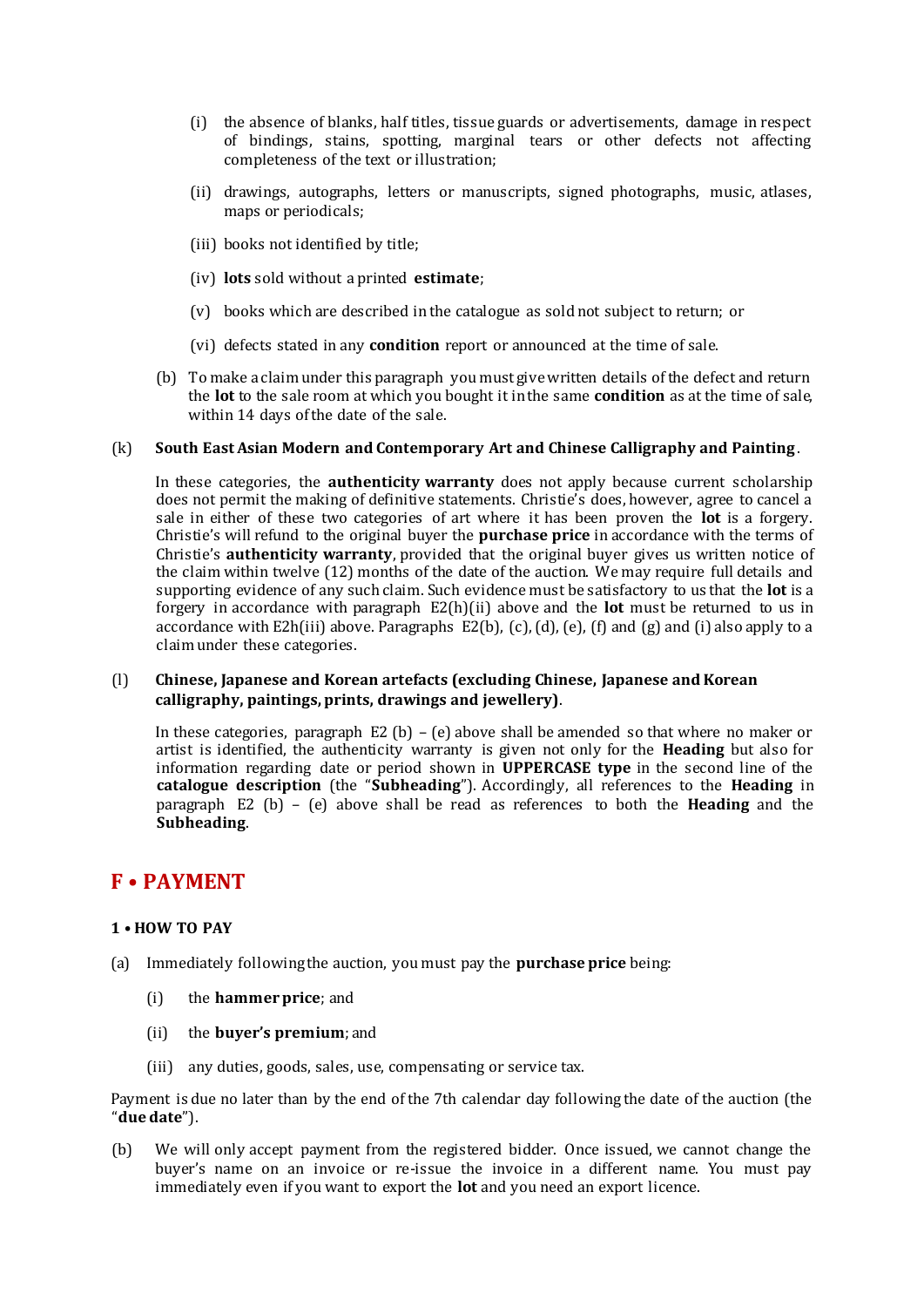(i) the absence of blanks, half titles, tissue guards or advertisements, damage in respect of bindings, stains, spotting, marginal tears or other defects not affecting completeness of the text or illustration;

(ii) drawings, autographs, letters or manuscripts, signed photographs, music, atlases, maps or periodicals;

(iii) books not identified by title;

(iv) **lots** sold without a printed **estimate**;

(v) books which are described in the catalogue as sold not subject to return; or

(vi) defects stated in any **condition** report or announced at the time of sale.

(b) To make a claim under this paragraph you must give written details of the defect and return the **lot** to the sale room at which you bought it in the same **condition** as at the time of sale, within 14 days of the date of the sale.

(k) **South East Asian Modern and Contemporary Art and Chinese Calligraphy and Painting**.

In these categories, the **authenticity warranty** does not apply because current scholarship does not permit the making of definitive statements. Christie's does, however, agree to cancel a sale in either of these two categories of art where it has been proven the **lot** is a forgery. Christie's will refund to the original buyer the **purchase price** in accordance with the terms of Christie's **authenticity warranty**, provided that the original buyer gives us written notice of the claim within twelve (12) months of the date of the auction. We may require full details and supporting evidence of any such claim. Such evidence must be satisfactory to us that the **lot** is a forgery in accordance with paragraph E2(h)(ii) above and the **lot** must be returned to us in accordance with E2h(iii) above. Paragraphs E2(b), (c), (d), (e), (f) and (g) and (i) also apply to a claim under these categories.

(l) **Chinese, Japanese and Korean artefacts (excluding Chinese, Japanese and Korean calligraphy, paintings, prints, drawings and jewellery)**.

In these categories, paragraph E2 (b) – (e) above shall be amended so that where no maker or artist is identified, the authenticity warranty is given not only for the **Heading** but also for information regarding date or period shown in **UPPERCASE type** in the second line of the **catalogue description** (the "**Subheading**"). Accordingly, all references to the **Heading** in paragraph E2 (b) – (e) above shall be read as references to both the **Heading** and the **Subheading**.

## F • PAYMENT

### 1 • HOW TO PAY

(a) Immediately following the auction, you must pay the **purchase price** being:

(i) the **hammer price**; and

(ii) the **buyer's premium**; and

(iii) any duties, goods, sales, use, compensating or service tax.

Payment is due no later than by the end of the 7th calendar day following the date of the auction (the "**due date**").

(b) We will only accept payment from the registered bidder. Once issued, we cannot change the buyer's name on an invoice or re-issue the invoice in a different name. You must pay immediately even if you want to export the **lot** and you need an export licence.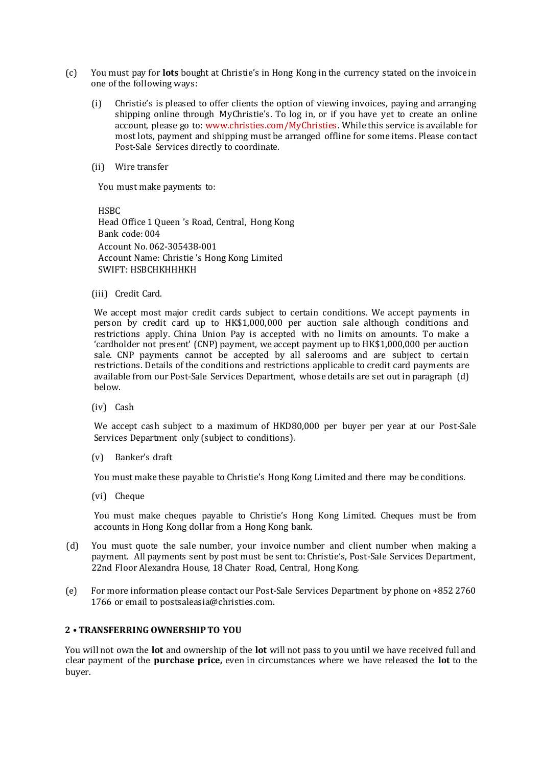(c) You must pay for **lots** bought at Christie's in Hong Kong in the currency stated on the invoice in one of the following ways:

(i) Christie's is pleased to offer clients the option of viewing invoices, paying and arranging shipping online through MyChristie's. To log in, or if you have yet to create an online account, please go to: www.christies.com/MyChristies. While this service is available for most lots, payment and shipping must be arranged offline for some items. Please contact Post-Sale Services directly to coordinate.

(ii) Wire transfer

You must make payments to:

HSBC
Head Office 1 Queen 's Road, Central, Hong Kong
Bank code: 004
Account No. 062-305438-001
Account Name: Christie 's Hong Kong Limited
SWIFT: HSBCHKHHHKH

(iii) Credit Card.

We accept most major credit cards subject to certain conditions. We accept payments in person by credit card up to HK$1,000,000 per auction sale although conditions and restrictions apply. China Union Pay is accepted with no limits on amounts. To make a 'cardholder not present' (CNP) payment, we accept payment up to HK$1,000,000 per auction sale. CNP payments cannot be accepted by all salerooms and are subject to certain restrictions. Details of the conditions and restrictions applicable to credit card payments are available from our Post-Sale Services Department, whose details are set out in paragraph (d) below.

(iv) Cash

We accept cash subject to a maximum of HKD80,000 per buyer per year at our Post-Sale Services Department only (subject to conditions).

(v) Banker's draft

You must make these payable to Christie's Hong Kong Limited and there may be conditions.

(vi) Cheque

You must make cheques payable to Christie's Hong Kong Limited. Cheques must be from accounts in Hong Kong dollar from a Hong Kong bank.

(d) You must quote the sale number, your invoice number and client number when making a payment. All payments sent by post must be sent to: Christie's, Post-Sale Services Department, 22nd Floor Alexandra House, 18 Chater Road, Central, Hong Kong.

(e) For more information please contact our Post-Sale Services Department by phone on +852 2760 1766 or email to postsaleasia@christies.com.

## 2 • TRANSFERRING OWNERSHIP TO YOU

You will not own the **lot** and ownership of the **lot** will not pass to you until we have received full and clear payment of the **purchase price,** even in circumstances where we have released the **lot** to the buyer.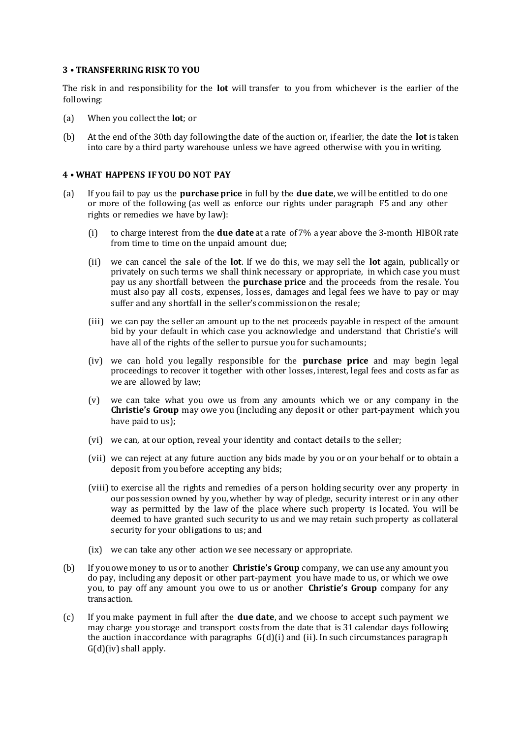### 3 • TRANSFERRING RISK TO YOU

The risk in and responsibility for the **lot** will transfer to you from whichever is the earlier of the following:

(a) When you collect the **lot**; or

(b) At the end of the 30th day following the date of the auction or, if earlier, the date the **lot** is taken into care by a third party warehouse unless we have agreed otherwise with you in writing.

### 4 • WHAT HAPPENS IF YOU DO NOT PAY

(a) If you fail to pay us the **purchase price** in full by the **due date**, we will be entitled to do one or more of the following (as well as enforce our rights under paragraph F5 and any other rights or remedies we have by law):

   (i) to charge interest from the **due date** at a rate of 7% a year above the 3-month HIBOR rate from time to time on the unpaid amount due;

   (ii) we can cancel the sale of the **lot**. If we do this, we may sell the **lot** again, publically or privately on such terms we shall think necessary or appropriate, in which case you must pay us any shortfall between the **purchase price** and the proceeds from the resale. You must also pay all costs, expenses, losses, damages and legal fees we have to pay or may suffer and any shortfall in the seller's commission on the resale;

   (iii) we can pay the seller an amount up to the net proceeds payable in respect of the amount bid by your default in which case you acknowledge and understand that Christie's will have all of the rights of the seller to pursue you for such amounts;

   (iv) we can hold you legally responsible for the **purchase price** and may begin legal proceedings to recover it together with other losses, interest, legal fees and costs as far as we are allowed by law;

   (v) we can take what you owe us from any amounts which we or any company in the **Christie's Group** may owe you (including any deposit or other part-payment which you have paid to us);

   (vi) we can, at our option, reveal your identity and contact details to the seller;

   (vii) we can reject at any future auction any bids made by you or on your behalf or to obtain a deposit from you before accepting any bids;

   (viii) to exercise all the rights and remedies of a person holding security over any property in our possession owned by you, whether by way of pledge, security interest or in any other way as permitted by the law of the place where such property is located. You will be deemed to have granted such security to us and we may retain such property as collateral security for your obligations to us; and

   (ix) we can take any other action we see necessary or appropriate.

(b) If you owe money to us or to another **Christie's Group** company, we can use any amount you do pay, including any deposit or other part-payment you have made to us, or which we owe you, to pay off any amount you owe to us or another **Christie's Group** company for any transaction.

(c) If you make payment in full after the **due date**, and we choose to accept such payment we may charge you storage and transport costs from the date that is 31 calendar days following the auction in accordance with paragraphs G(d)(i) and (ii). In such circumstances paragraph G(d)(iv) shall apply.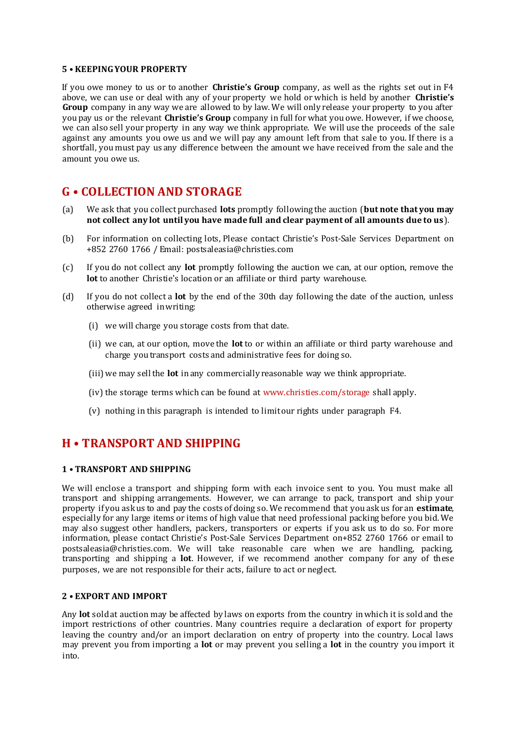#### 5 • KEEPING YOUR PROPERTY

If you owe money to us or to another **Christie's Group** company, as well as the rights set out in F4 above, we can use or deal with any of your property we hold or which is held by another **Christie's Group** company in any way we are allowed to by law. We will only release your property to you after you pay us or the relevant **Christie's Group** company in full for what you owe. However, if we choose, we can also sell your property in any way we think appropriate. We will use the proceeds of the sale against any amounts you owe us and we will pay any amount left from that sale to you. If there is a shortfall, you must pay us any difference between the amount we have received from the sale and the amount you owe us.

## G • COLLECTION AND STORAGE

(a) We ask that you collect purchased **lots** promptly following the auction (**but note that you may not collect any lot until you have made full and clear payment of all amounts due to us**).

(b) For information on collecting lots, Please contact Christie's Post-Sale Services Department on +852 2760 1766 / Email: postsaleasia@christies.com

(c) If you do not collect any **lot** promptly following the auction we can, at our option, remove the **lot** to another Christie's location or an affiliate or third party warehouse.

(d) If you do not collect a **lot** by the end of the 30th day following the date of the auction, unless otherwise agreed in writing:

   (i) we will charge you storage costs from that date.

   (ii) we can, at our option, move the **lot** to or within an affiliate or third party warehouse and charge you transport costs and administrative fees for doing so.

   (iii) we may sell the **lot** in any commercially reasonable way we think appropriate.

   (iv) the storage terms which can be found at www.christies.com/storage shall apply.

   (v) nothing in this paragraph is intended to limit our rights under paragraph F4.

## H • TRANSPORT AND SHIPPING

#### 1 • TRANSPORT AND SHIPPING

We will enclose a transport and shipping form with each invoice sent to you. You must make all transport and shipping arrangements. However, we can arrange to pack, transport and ship your property if you ask us to and pay the costs of doing so. We recommend that you ask us for an **estimate**, especially for any large items or items of high value that need professional packing before you bid. We may also suggest other handlers, packers, transporters or experts if you ask us to do so. For more information, please contact Christie's Post-Sale Services Department on+852 2760 1766 or email to postsaleasia@christies.com. We will take reasonable care when we are handling, packing, transporting and shipping a **lot**. However, if we recommend another company for any of these purposes, we are not responsible for their acts, failure to act or neglect.

#### 2 • EXPORT AND IMPORT

Any **lot** sold at auction may be affected by laws on exports from the country in which it is sold and the import restrictions of other countries. Many countries require a declaration of export for property leaving the country and/or an import declaration on entry of property into the country. Local laws may prevent you from importing a **lot** or may prevent you selling a **lot** in the country you import it into.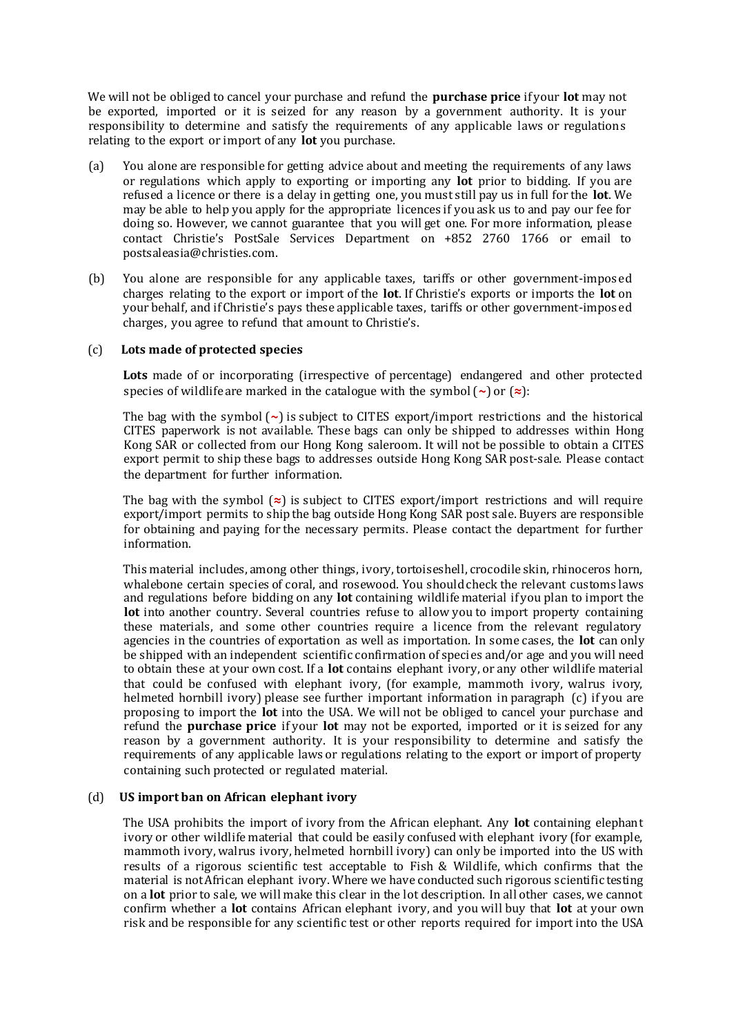We will not be obliged to cancel your purchase and refund the **purchase price** if your **lot** may not be exported, imported or it is seized for any reason by a government authority. It is your responsibility to determine and satisfy the requirements of any applicable laws or regulations relating to the export or import of any **lot** you purchase.

(a) You alone are responsible for getting advice about and meeting the requirements of any laws or regulations which apply to exporting or importing any **lot** prior to bidding. If you are refused a licence or there is a delay in getting one, you must still pay us in full for the **lot**. We may be able to help you apply for the appropriate licences if you ask us to and pay our fee for doing so. However, we cannot guarantee that you will get one. For more information, please contact Christie's PostSale Services Department on +852 2760 1766 or email to postsaleasia@christies.com.

(b) You alone are responsible for any applicable taxes, tariffs or other government-imposed charges relating to the export or import of the **lot**. If Christie's exports or imports the **lot** on your behalf, and if Christie's pays these applicable taxes, tariffs or other government-imposed charges, you agree to refund that amount to Christie's.

(c) **Lots made of protected species**

**Lots** made of or incorporating (irrespective of percentage) endangered and other protected species of wildlife are marked in the catalogue with the symbol (~) or (≈):

The bag with the symbol (~) is subject to CITES export/import restrictions and the historical CITES paperwork is not available. These bags can only be shipped to addresses within Hong Kong SAR or collected from our Hong Kong saleroom. It will not be possible to obtain a CITES export permit to ship these bags to addresses outside Hong Kong SAR post-sale. Please contact the department for further information.

The bag with the symbol (≈) is subject to CITES export/import restrictions and will require export/import permits to ship the bag outside Hong Kong SAR post sale. Buyers are responsible for obtaining and paying for the necessary permits. Please contact the department for further information.

This material includes, among other things, ivory, tortoiseshell, crocodile skin, rhinoceros horn, whalebone certain species of coral, and rosewood. You should check the relevant customs laws and regulations before bidding on any **lot** containing wildlife material if you plan to import the **lot** into another country. Several countries refuse to allow you to import property containing these materials, and some other countries require a licence from the relevant regulatory agencies in the countries of exportation as well as importation. In some cases, the **lot** can only be shipped with an independent scientific confirmation of species and/or age and you will need to obtain these at your own cost. If a **lot** contains elephant ivory, or any other wildlife material that could be confused with elephant ivory, (for example, mammoth ivory, walrus ivory, helmeted hornbill ivory) please see further important information in paragraph (c) if you are proposing to import the **lot** into the USA. We will not be obliged to cancel your purchase and refund the **purchase price** if your **lot** may not be exported, imported or it is seized for any reason by a government authority. It is your responsibility to determine and satisfy the requirements of any applicable laws or regulations relating to the export or import of property containing such protected or regulated material.

(d) **US import ban on African elephant ivory**

The USA prohibits the import of ivory from the African elephant. Any **lot** containing elephant ivory or other wildlife material that could be easily confused with elephant ivory (for example, mammoth ivory, walrus ivory, helmeted hornbill ivory) can only be imported into the US with results of a rigorous scientific test acceptable to Fish & Wildlife, which confirms that the material is not African elephant ivory. Where we have conducted such rigorous scientific testing on a **lot** prior to sale, we will make this clear in the lot description. In all other cases, we cannot confirm whether a **lot** contains African elephant ivory, and you will buy that **lot** at your own risk and be responsible for any scientific test or other reports required for import into the USA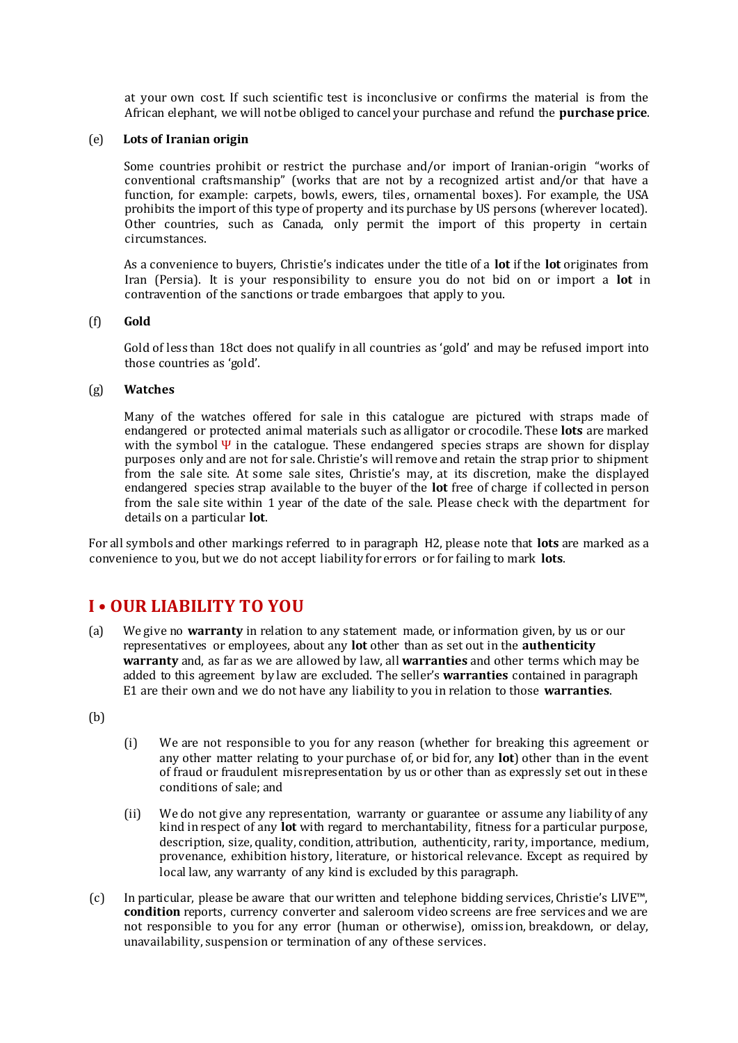at your own cost. If such scientific test is inconclusive or confirms the material is from the African elephant, we will not be obliged to cancel your purchase and refund the **purchase price**.

(e) **Lots of Iranian origin**

Some countries prohibit or restrict the purchase and/or import of Iranian-origin "works of conventional craftsmanship" (works that are not by a recognized artist and/or that have a function, for example: carpets, bowls, ewers, tiles, ornamental boxes). For example, the USA prohibits the import of this type of property and its purchase by US persons (wherever located). Other countries, such as Canada, only permit the import of this property in certain circumstances.

As a convenience to buyers, Christie's indicates under the title of a **lot** if the **lot** originates from Iran (Persia). It is your responsibility to ensure you do not bid on or import a **lot** in contravention of the sanctions or trade embargoes that apply to you.

(f) **Gold**

Gold of less than 18ct does not qualify in all countries as 'gold' and may be refused import into those countries as 'gold'.

(g) **Watches**

Many of the watches offered for sale in this catalogue are pictured with straps made of endangered or protected animal materials such as alligator or crocodile. These **lots** are marked with the symbol Ψ in the catalogue. These endangered species straps are shown for display purposes only and are not for sale. Christie's will remove and retain the strap prior to shipment from the sale site. At some sale sites, Christie's may, at its discretion, make the displayed endangered species strap available to the buyer of the **lot** free of charge if collected in person from the sale site within 1 year of the date of the sale. Please check with the department for details on a particular **lot**.

For all symbols and other markings referred to in paragraph H2, please note that **lots** are marked as a convenience to you, but we do not accept liability for errors or for failing to mark **lots**.

## I • OUR LIABILITY TO YOU

(a) We give no **warranty** in relation to any statement made, or information given, by us or our representatives or employees, about any **lot** other than as set out in the **authenticity warranty** and, as far as we are allowed by law, all **warranties** and other terms which may be added to this agreement by law are excluded. The seller's **warranties** contained in paragraph E1 are their own and we do not have any liability to you in relation to those **warranties**.

(b)

(i) We are not responsible to you for any reason (whether for breaking this agreement or any other matter relating to your purchase of, or bid for, any **lot**) other than in the event of fraud or fraudulent misrepresentation by us or other than as expressly set out in these conditions of sale; and

(ii) We do not give any representation, warranty or guarantee or assume any liability of any kind in respect of any **lot** with regard to merchantability, fitness for a particular purpose, description, size, quality, condition, attribution, authenticity, rarity, importance, medium, provenance, exhibition history, literature, or historical relevance. Except as required by local law, any warranty of any kind is excluded by this paragraph.

(c) In particular, please be aware that our written and telephone bidding services, Christie's LIVE™, **condition** reports, currency converter and saleroom video screens are free services and we are not responsible to you for any error (human or otherwise), omission, breakdown, or delay, unavailability, suspension or termination of any of these services.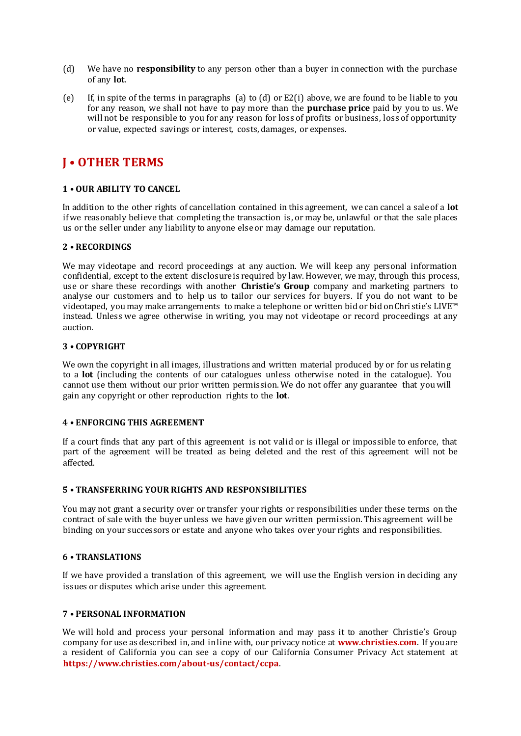(d) We have no **responsibility** to any person other than a buyer in connection with the purchase of any **lot**.

(e) If, in spite of the terms in paragraphs (a) to (d) or E2(i) above, we are found to be liable to you for any reason, we shall not have to pay more than the **purchase price** paid by you to us. We will not be responsible to you for any reason for loss of profits or business, loss of opportunity or value, expected savings or interest, costs, damages, or expenses.

## J • OTHER TERMS

### 1 • OUR ABILITY TO CANCEL

In addition to the other rights of cancellation contained in this agreement, we can cancel a sale of a **lot** if we reasonably believe that completing the transaction is, or may be, unlawful or that the sale places us or the seller under any liability to anyone else or may damage our reputation.

### 2 • RECORDINGS

We may videotape and record proceedings at any auction. We will keep any personal information confidential, except to the extent disclosure is required by law. However, we may, through this process, use or share these recordings with another **Christie's Group** company and marketing partners to analyse our customers and to help us to tailor our services for buyers. If you do not want to be videotaped, you may make arrangements to make a telephone or written bid or bid on Christie's LIVE™ instead. Unless we agree otherwise in writing, you may not videotape or record proceedings at any auction.

### 3 • COPYRIGHT

We own the copyright in all images, illustrations and written material produced by or for us relating to a **lot** (including the contents of our catalogues unless otherwise noted in the catalogue). You cannot use them without our prior written permission. We do not offer any guarantee that you will gain any copyright or other reproduction rights to the **lot**.

### 4 • ENFORCING THIS AGREEMENT

If a court finds that any part of this agreement is not valid or is illegal or impossible to enforce, that part of the agreement will be treated as being deleted and the rest of this agreement will not be affected.

### 5 • TRANSFERRING YOUR RIGHTS AND RESPONSIBILITIES

You may not grant a security over or transfer your rights or responsibilities under these terms on the contract of sale with the buyer unless we have given our written permission. This agreement will be binding on your successors or estate and anyone who takes over your rights and responsibilities.

### 6 • TRANSLATIONS

If we have provided a translation of this agreement, we will use the English version in deciding any issues or disputes which arise under this agreement.

### 7 • PERSONAL INFORMATION

We will hold and process your personal information and may pass it to another Christie's Group company for use as described in, and in line with, our privacy notice at **www.christies.com**. If you are a resident of California you can see a copy of our California Consumer Privacy Act statement at **https://www.christies.com/about-us/contact/ccpa**.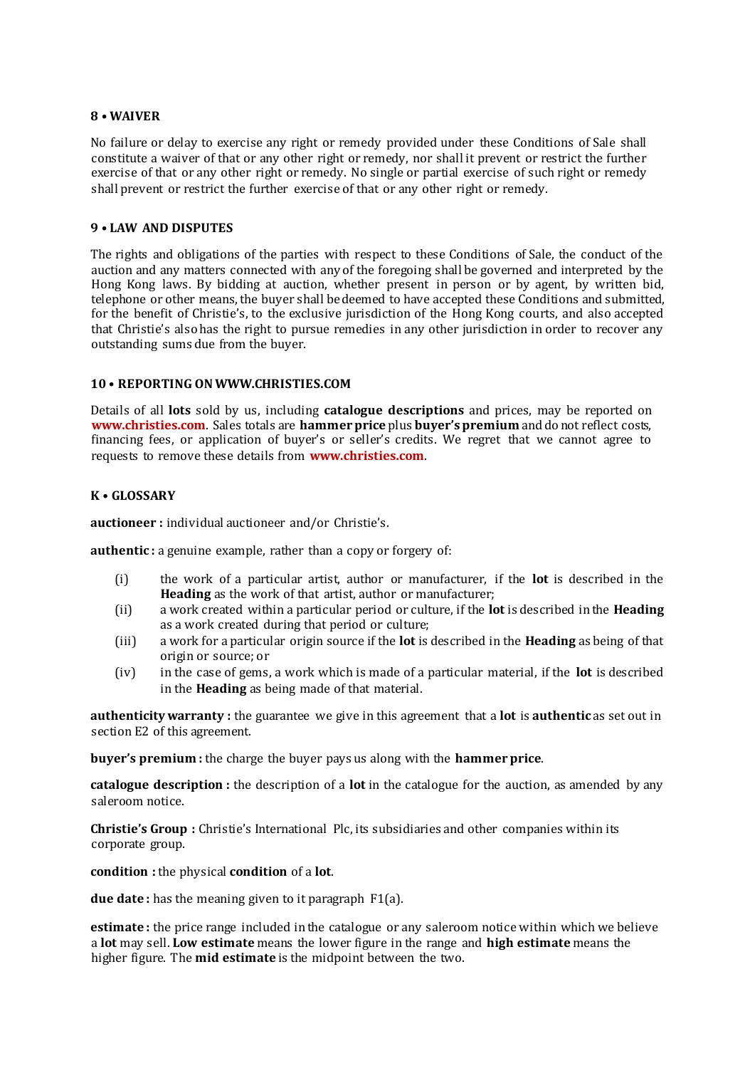### 8 • WAIVER

No failure or delay to exercise any right or remedy provided under these Conditions of Sale shall constitute a waiver of that or any other right or remedy, nor shall it prevent or restrict the further exercise of that or any other right or remedy. No single or partial exercise of such right or remedy shall prevent or restrict the further exercise of that or any other right or remedy.

### 9 • LAW AND DISPUTES

The rights and obligations of the parties with respect to these Conditions of Sale, the conduct of the auction and any matters connected with any of the foregoing shall be governed and interpreted by the Hong Kong laws. By bidding at auction, whether present in person or by agent, by written bid, telephone or other means, the buyer shall be deemed to have accepted these Conditions and submitted, for the benefit of Christie's, to the exclusive jurisdiction of the Hong Kong courts, and also accepted that Christie's also has the right to pursue remedies in any other jurisdiction in order to recover any outstanding sums due from the buyer.

### 10 • REPORTING ON WWW.CHRISTIES.COM

Details of all **lots** sold by us, including **catalogue descriptions** and prices, may be reported on **www.christies.com**. Sales totals are **hammer price** plus **buyer's premium** and do not reflect costs, financing fees, or application of buyer's or seller's credits. We regret that we cannot agree to requests to remove these details from **www.christies.com**.

## K • GLOSSARY

**auctioneer :** individual auctioneer and/or Christie's.

**authentic :** a genuine example, rather than a copy or forgery of:

- (i) the work of a particular artist, author or manufacturer, if the **lot** is described in the **Heading** as the work of that artist, author or manufacturer;
- (ii) a work created within a particular period or culture, if the **lot** is described in the **Heading** as a work created during that period or culture;
- (iii) a work for a particular origin source if the **lot** is described in the **Heading** as being of that origin or source; or
- (iv) in the case of gems, a work which is made of a particular material, if the **lot** is described in the **Heading** as being made of that material.

**authenticity warranty :** the guarantee we give in this agreement that a **lot** is **authentic** as set out in section E2 of this agreement.

**buyer's premium :** the charge the buyer pays us along with the **hammer price**.

**catalogue description :** the description of a **lot** in the catalogue for the auction, as amended by any saleroom notice.

**Christie's Group :** Christie's International Plc, its subsidiaries and other companies within its corporate group.

**condition :** the physical **condition** of a **lot**.

**due date :** has the meaning given to it paragraph F1(a).

**estimate :** the price range included in the catalogue or any saleroom notice within which we believe a **lot** may sell. **Low estimate** means the lower figure in the range and **high estimate** means the higher figure. The **mid estimate** is the midpoint between the two.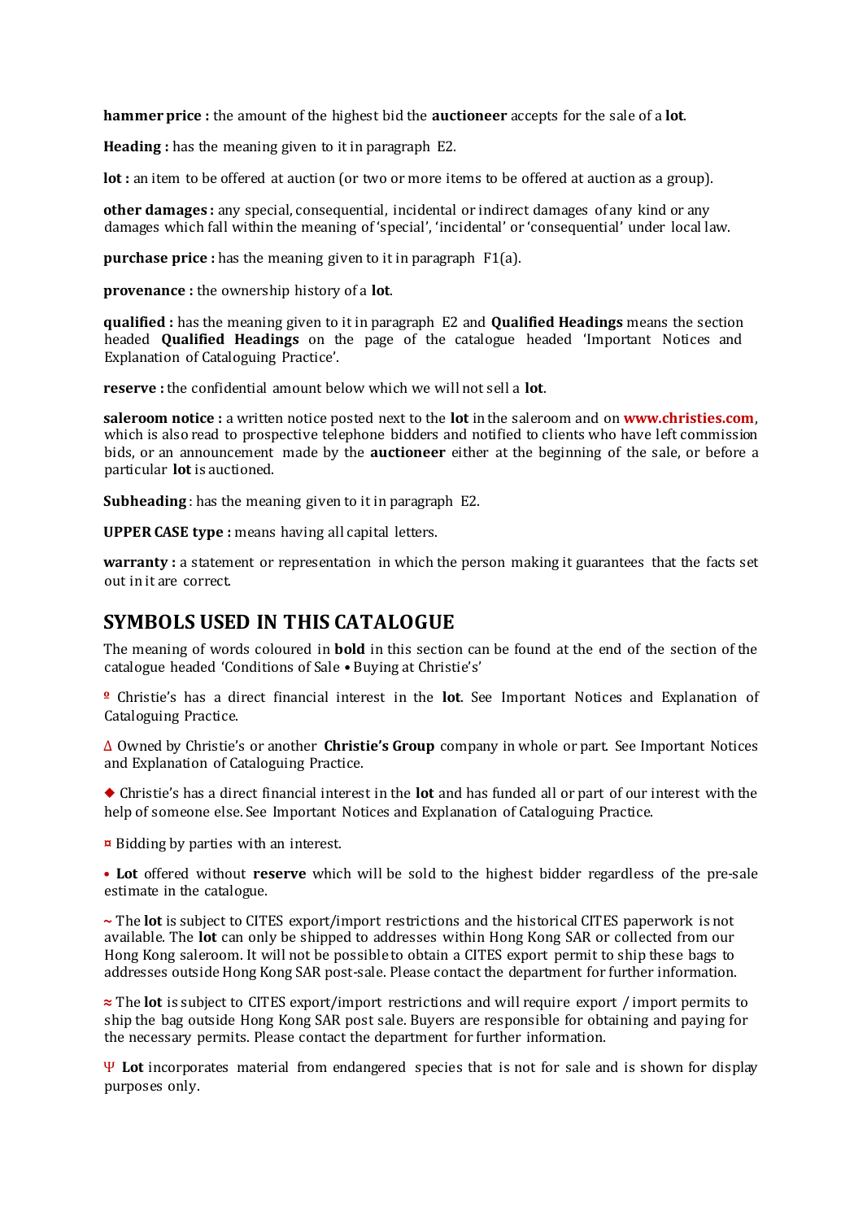**hammer price :** the amount of the highest bid the **auctioneer** accepts for the sale of a **lot**.

**Heading :** has the meaning given to it in paragraph E2.

**lot :** an item to be offered at auction (or two or more items to be offered at auction as a group).

**other damages :** any special, consequential, incidental or indirect damages of any kind or any damages which fall within the meaning of 'special', 'incidental' or 'consequential' under local law.

**purchase price :** has the meaning given to it in paragraph F1(a).

**provenance :** the ownership history of a **lot**.

**qualified :** has the meaning given to it in paragraph E2 and **Qualified Headings** means the section headed **Qualified Headings** on the page of the catalogue headed 'Important Notices and Explanation of Cataloguing Practice'.

**reserve :** the confidential amount below which we will not sell a **lot**.

**saleroom notice :** a written notice posted next to the **lot** in the saleroom and on **www.christies.com**, which is also read to prospective telephone bidders and notified to clients who have left commission bids, or an announcement made by the **auctioneer** either at the beginning of the sale, or before a particular **lot** is auctioned.

**Subheading** : has the meaning given to it in paragraph E2.

**UPPER CASE type :** means having all capital letters.

**warranty :** a statement or representation in which the person making it guarantees that the facts set out in it are correct.

## SYMBOLS USED IN THIS CATALOGUE

The meaning of words coloured in **bold** in this section can be found at the end of the section of the catalogue headed 'Conditions of Sale • Buying at Christie's'

º Christie's has a direct financial interest in the **lot**. See Important Notices and Explanation of Cataloguing Practice.

Δ Owned by Christie's or another **Christie's Group** company in whole or part. See Important Notices and Explanation of Cataloguing Practice.

◆ Christie's has a direct financial interest in the **lot** and has funded all or part of our interest with the help of someone else. See Important Notices and Explanation of Cataloguing Practice.

¤ Bidding by parties with an interest.

• **Lot** offered without **reserve** which will be sold to the highest bidder regardless of the pre-sale estimate in the catalogue.

~ The **lot** is subject to CITES export/import restrictions and the historical CITES paperwork is not available. The **lot** can only be shipped to addresses within Hong Kong SAR or collected from our Hong Kong saleroom. It will not be possible to obtain a CITES export permit to ship these bags to addresses outside Hong Kong SAR post-sale. Please contact the department for further information.

≈ The **lot** is subject to CITES export/import restrictions and will require export / import permits to ship the bag outside Hong Kong SAR post sale. Buyers are responsible for obtaining and paying for the necessary permits. Please contact the department for further information.

Ψ **Lot** incorporates material from endangered species that is not for sale and is shown for display purposes only.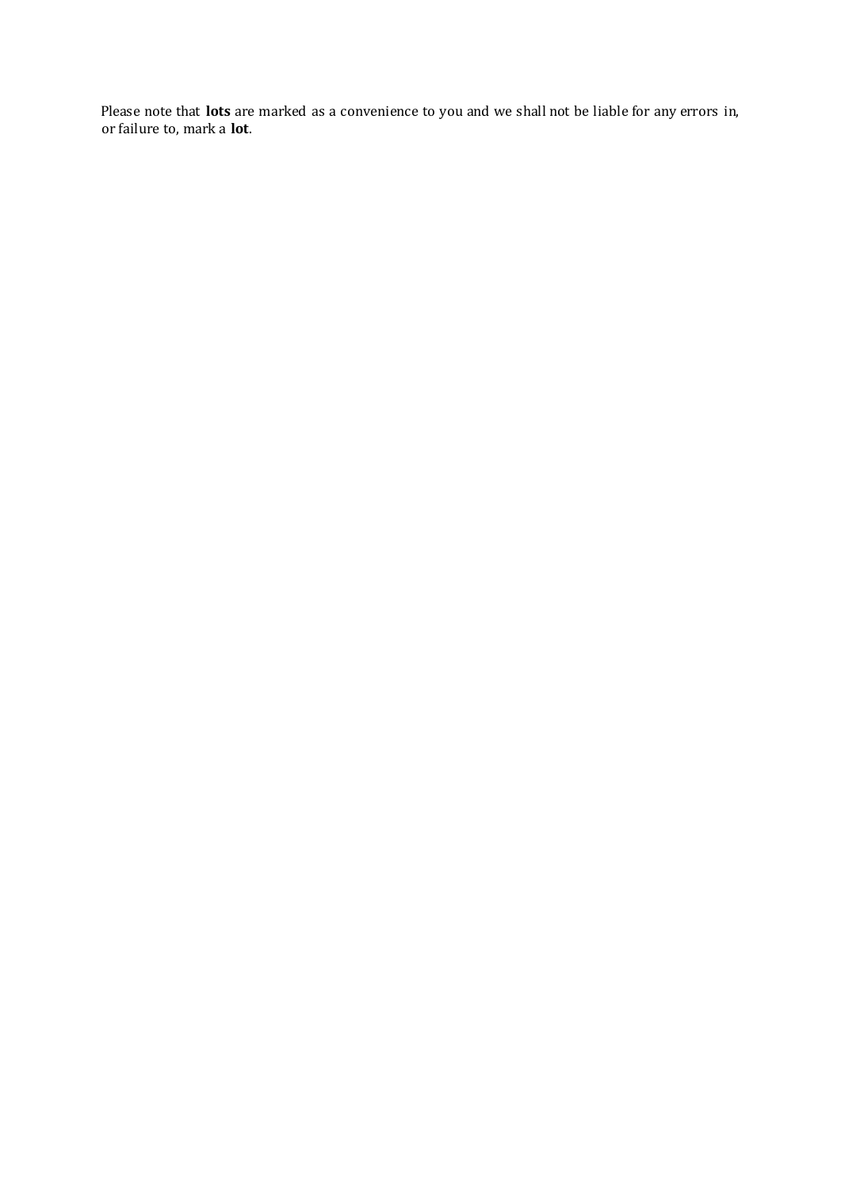Please note that **lots** are marked as a convenience to you and we shall not be liable for any errors in, or failure to, mark a **lot**.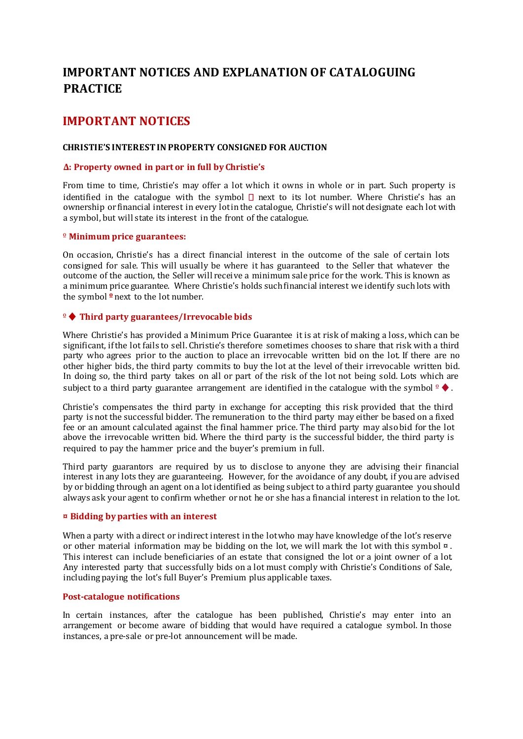# IMPORTANT NOTICES AND EXPLANATION OF CATALOGUING PRACTICE

## IMPORTANT NOTICES

### CHRISTIE'S INTEREST IN PROPERTY CONSIGNED FOR AUCTION

**Δ: Property owned in part or in full by Christie's**

From time to time, Christie's may offer a lot which it owns in whole or in part. Such property is identified in the catalogue with the symbol  next to its lot number. Where Christie's has an ownership or financial interest in every lot in the catalogue, Christie's will not designate each lot with a symbol, but will state its interest in the front of the catalogue.

**º Minimum price guarantees:**

On occasion, Christie's has a direct financial interest in the outcome of the sale of certain lots consigned for sale. This will usually be where it has guaranteed to the Seller that whatever the outcome of the auction, the Seller will receive a minimum sale price for the work. This is known as a minimum price guarantee. Where Christie's holds such financial interest we identify such lots with the symbol º next to the lot number.

**º ♦ Third party guarantees/Irrevocable bids**

Where Christie's has provided a Minimum Price Guarantee it is at risk of making a loss, which can be significant, if the lot fails to sell. Christie's therefore sometimes chooses to share that risk with a third party who agrees prior to the auction to place an irrevocable written bid on the lot. If there are no other higher bids, the third party commits to buy the lot at the level of their irrevocable written bid. In doing so, the third party takes on all or part of the risk of the lot not being sold. Lots which are subject to a third party guarantee arrangement are identified in the catalogue with the symbol º ♦.

Christie's compensates the third party in exchange for accepting this risk provided that the third party is not the successful bidder. The remuneration to the third party may either be based on a fixed fee or an amount calculated against the final hammer price. The third party may also bid for the lot above the irrevocable written bid. Where the third party is the successful bidder, the third party is required to pay the hammer price and the buyer's premium in full.

Third party guarantors are required by us to disclose to anyone they are advising their financial interest in any lots they are guaranteeing. However, for the avoidance of any doubt, if you are advised by or bidding through an agent on a lot identified as being subject to a third party guarantee you should always ask your agent to confirm whether or not he or she has a financial interest in relation to the lot.

**¤ Bidding by parties with an interest**

When a party with a direct or indirect interest in the lot who may have knowledge of the lot's reserve or other material information may be bidding on the lot, we will mark the lot with this symbol ¤. This interest can include beneficiaries of an estate that consigned the lot or a joint owner of a lot. Any interested party that successfully bids on a lot must comply with Christie's Conditions of Sale, including paying the lot's full Buyer's Premium plus applicable taxes.

**Post-catalogue notifications**

In certain instances, after the catalogue has been published, Christie's may enter into an arrangement or become aware of bidding that would have required a catalogue symbol. In those instances, a pre-sale or pre-lot announcement will be made.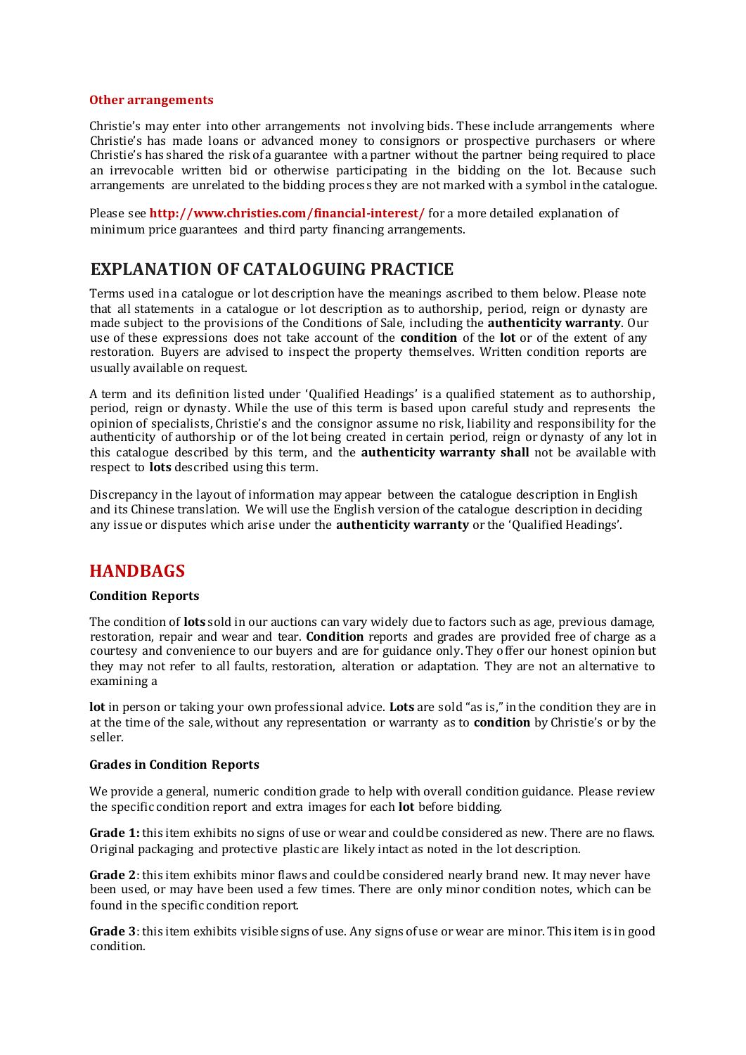**Other arrangements**

Christie's may enter into other arrangements not involving bids. These include arrangements where Christie's has made loans or advanced money to consignors or prospective purchasers or where Christie's has shared the risk of a guarantee with a partner without the partner being required to place an irrevocable written bid or otherwise participating in the bidding on the lot. Because such arrangements are unrelated to the bidding process they are not marked with a symbol in the catalogue.

Please see **http://www.christies.com/financial-interest/** for a more detailed explanation of minimum price guarantees and third party financing arrangements.

## EXPLANATION OF CATALOGUING PRACTICE

Terms used in a catalogue or lot description have the meanings ascribed to them below. Please note that all statements in a catalogue or lot description as to authorship, period, reign or dynasty are made subject to the provisions of the Conditions of Sale, including the **authenticity warranty**. Our use of these expressions does not take account of the **condition** of the **lot** or of the extent of any restoration. Buyers are advised to inspect the property themselves. Written condition reports are usually available on request.

A term and its definition listed under 'Qualified Headings' is a qualified statement as to authorship, period, reign or dynasty. While the use of this term is based upon careful study and represents the opinion of specialists, Christie's and the consignor assume no risk, liability and responsibility for the authenticity of authorship or of the lot being created in certain period, reign or dynasty of any lot in this catalogue described by this term, and the **authenticity warranty shall** not be available with respect to **lots** described using this term.

Discrepancy in the layout of information may appear between the catalogue description in English and its Chinese translation. We will use the English version of the catalogue description in deciding any issue or disputes which arise under the **authenticity warranty** or the 'Qualified Headings'.

## HANDBAGS

**Condition Reports**

The condition of **lots** sold in our auctions can vary widely due to factors such as age, previous damage, restoration, repair and wear and tear. **Condition** reports and grades are provided free of charge as a courtesy and convenience to our buyers and are for guidance only. They offer our honest opinion but they may not refer to all faults, restoration, alteration or adaptation. They are not an alternative to examining a **lot** in person or taking your own professional advice. **Lots** are sold "as is," in the condition they are in at the time of the sale, without any representation or warranty as to **condition** by Christie's or by the seller.

**Grades in Condition Reports**

We provide a general, numeric condition grade to help with overall condition guidance. Please review the specific condition report and extra images for each **lot** before bidding.

**Grade 1:** this item exhibits no signs of use or wear and could be considered as new. There are no flaws. Original packaging and protective plastic are likely intact as noted in the lot description.

**Grade 2**: this item exhibits minor flaws and could be considered nearly brand new. It may never have been used, or may have been used a few times. There are only minor condition notes, which can be found in the specific condition report.

**Grade 3**: this item exhibits visible signs of use. Any signs of use or wear are minor. This item is in good condition.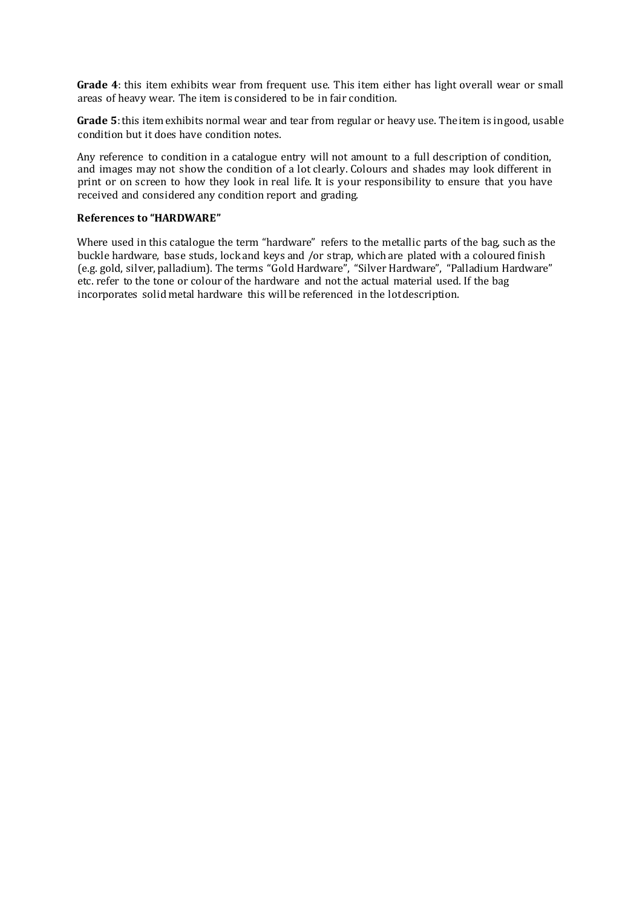**Grade 4**: this item exhibits wear from frequent use. This item either has light overall wear or small areas of heavy wear. The item is considered to be in fair condition.

**Grade 5**: this item exhibits normal wear and tear from regular or heavy use. The item is in good, usable condition but it does have condition notes.

Any reference to condition in a catalogue entry will not amount to a full description of condition, and images may not show the condition of a lot clearly. Colours and shades may look different in print or on screen to how they look in real life. It is your responsibility to ensure that you have received and considered any condition report and grading.

**References to "HARDWARE"**

Where used in this catalogue the term "hardware" refers to the metallic parts of the bag, such as the buckle hardware, base studs, lock and keys and /or strap, which are plated with a coloured finish (e.g. gold, silver, palladium). The terms "Gold Hardware", "Silver Hardware", "Palladium Hardware" etc. refer to the tone or colour of the hardware and not the actual material used. If the bag incorporates solid metal hardware this will be referenced in the lot description.